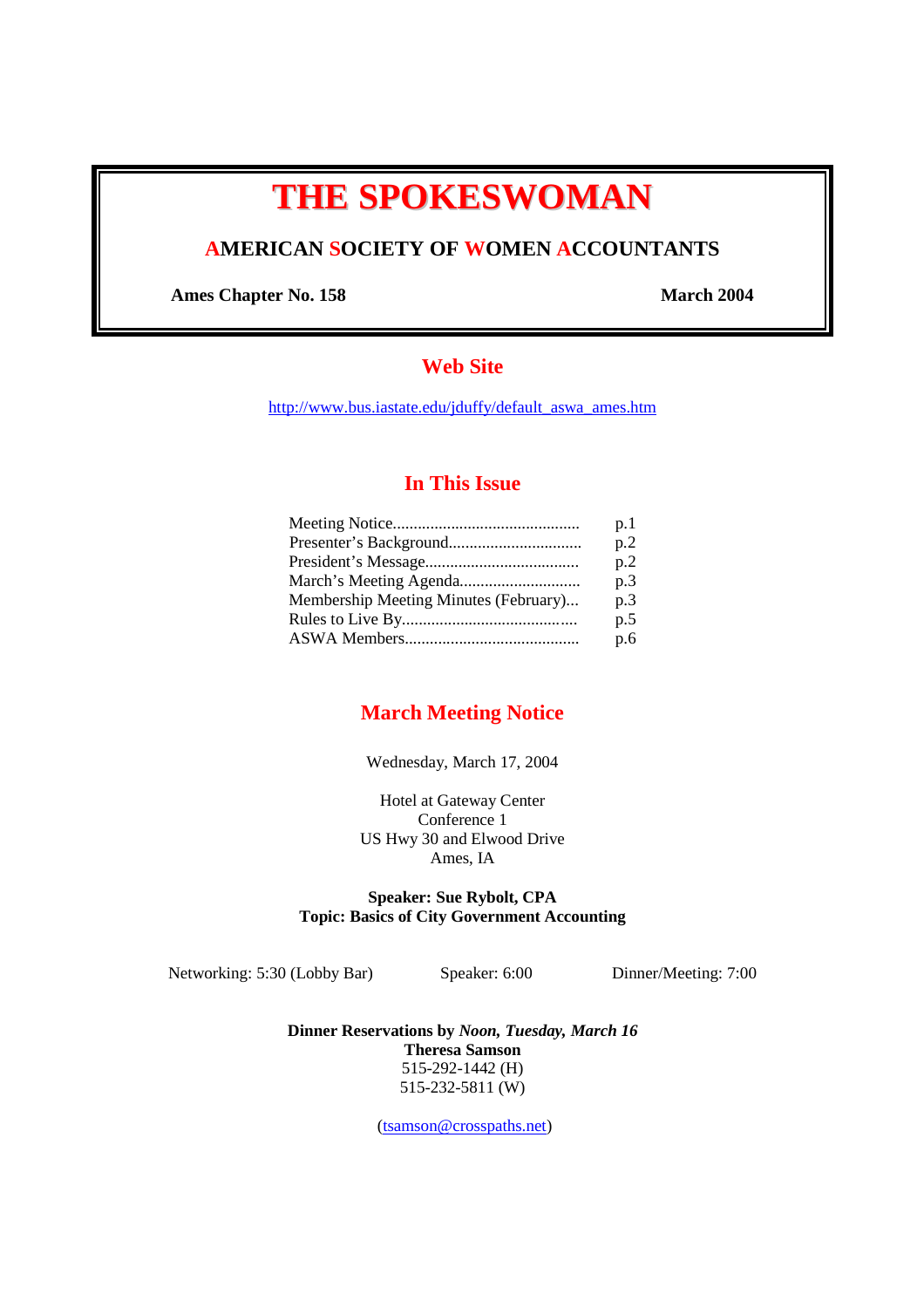# THE SPOKESWOMAN

## AMERICAN SOCIETY OF WOMEN ACCOUNTANTS

**Ames Chapter No. 158** **March 2004**

## Web Site

http://www.bus.iastate.edu/jduffy/default_aswa_ames.htm

## In This Issue

| | |
|---|---|
| Meeting Notice............................................. | p.1 |
| Presenter's Background................................ | p.2 |
| President's Message..................................... | p.2 |
| March's Meeting Agenda............................ | p.3 |
| Membership Meeting Minutes (February)... | p.3 |
| Rules to Live By......................................... | p.5 |
| ASWA Members.......................................... | p.6 |

## March Meeting Notice

Wednesday, March 17, 2004

Hotel at Gateway Center
Conference 1
US Hwy 30 and Elwood Drive
Ames, IA

**Speaker: Sue Rybolt, CPA**
**Topic: Basics of City Government Accounting**

Networking: 5:30 (Lobby Bar) Speaker: 6:00 Dinner/Meeting: 7:00

**Dinner Reservations by *Noon, Tuesday, March 16***
**Theresa Samson**
515-292-1442 (H)
515-232-5811 (W)

(tsamson@crosspaths.net)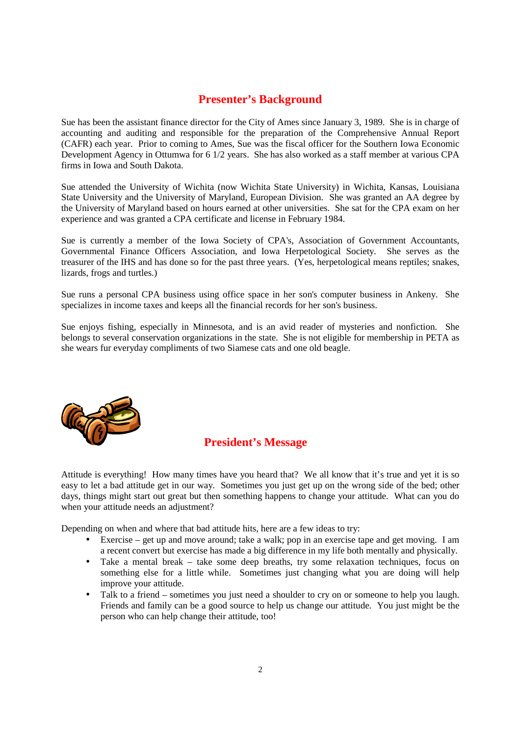## Presenter's Background

Sue has been the assistant finance director for the City of Ames since January 3, 1989. She is in charge of accounting and auditing and responsible for the preparation of the Comprehensive Annual Report (CAFR) each year. Prior to coming to Ames, Sue was the fiscal officer for the Southern Iowa Economic Development Agency in Ottumwa for 6 1/2 years. She has also worked as a staff member at various CPA firms in Iowa and South Dakota.

Sue attended the University of Wichita (now Wichita State University) in Wichita, Kansas, Louisiana State University and the University of Maryland, European Division. She was granted an AA degree by the University of Maryland based on hours earned at other universities. She sat for the CPA exam on her experience and was granted a CPA certificate and license in February 1984.

Sue is currently a member of the Iowa Society of CPA's, Association of Government Accountants, Governmental Finance Officers Association, and Iowa Herpetological Society. She serves as the treasurer of the IHS and has done so for the past three years. (Yes, herpetological means reptiles; snakes, lizards, frogs and turtles.)

Sue runs a personal CPA business using office space in her son's computer business in Ankeny. She specializes in income taxes and keeps all the financial records for her son's business.

Sue enjoys fishing, especially in Minnesota, and is an avid reader of mysteries and nonfiction. She belongs to several conservation organizations in the state. She is not eligible for membership in PETA as she wears fur everyday compliments of two Siamese cats and one old beagle.

## President's Message

Attitude is everything! How many times have you heard that? We all know that it's true and yet it is so easy to let a bad attitude get in our way. Sometimes you just get up on the wrong side of the bed; other days, things might start out great but then something happens to change your attitude. What can you do when your attitude needs an adjustment?

Depending on when and where that bad attitude hits, here are a few ideas to try:

- Exercise – get up and move around; take a walk; pop in an exercise tape and get moving. I am a recent convert but exercise has made a big difference in my life both mentally and physically.
- Take a mental break – take some deep breaths, try some relaxation techniques, focus on something else for a little while. Sometimes just changing what you are doing will help improve your attitude.
- Talk to a friend – sometimes you just need a shoulder to cry on or someone to help you laugh. Friends and family can be a good source to help us change our attitude. You just might be the person who can help change their attitude, too!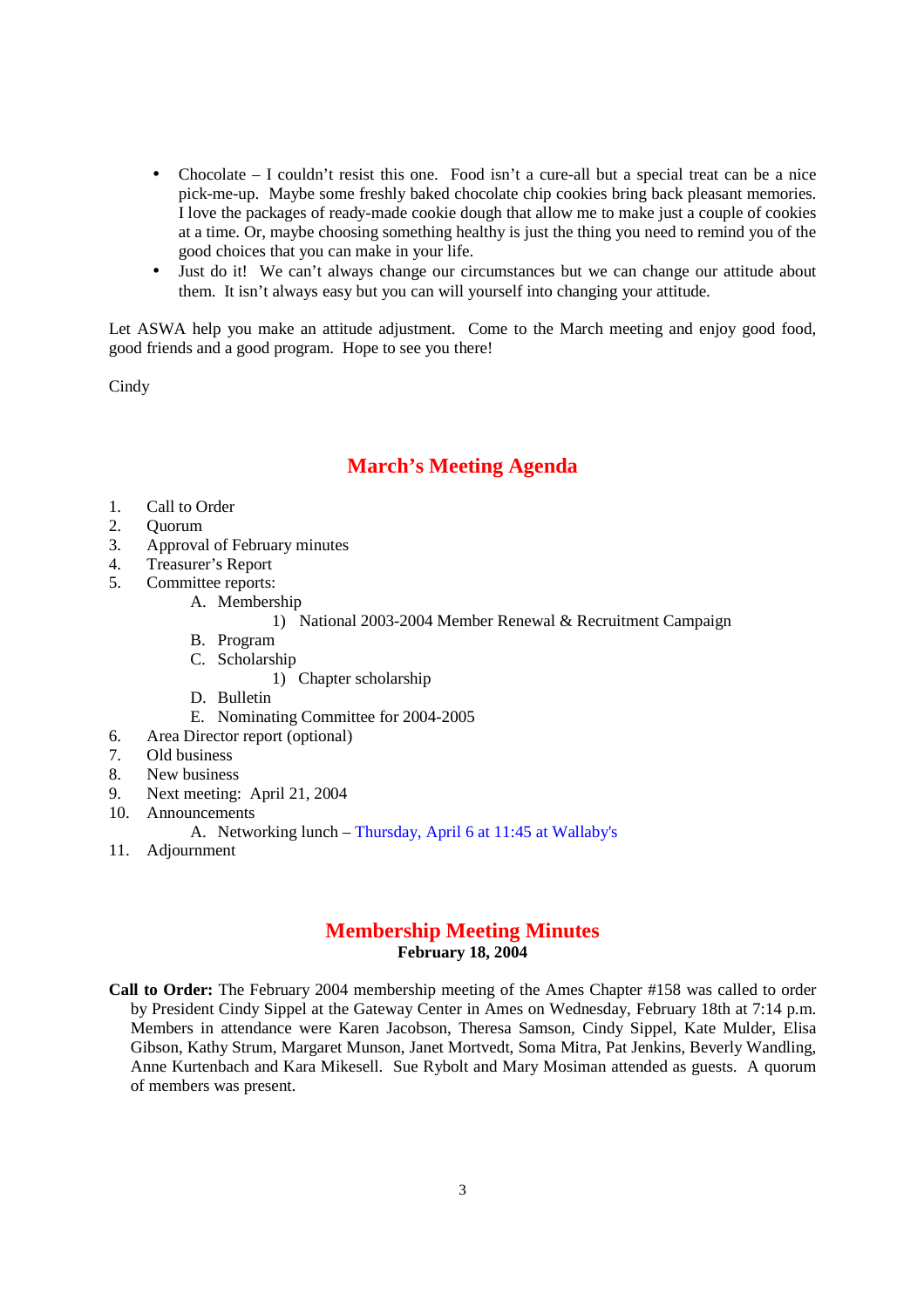- Chocolate – I couldn't resist this one. Food isn't a cure-all but a special treat can be a nice pick-me-up. Maybe some freshly baked chocolate chip cookies bring back pleasant memories. I love the packages of ready-made cookie dough that allow me to make just a couple of cookies at a time. Or, maybe choosing something healthy is just the thing you need to remind you of the good choices that you can make in your life.
- Just do it! We can't always change our circumstances but we can change our attitude about them. It isn't always easy but you can will yourself into changing your attitude.

Let ASWA help you make an attitude adjustment. Come to the March meeting and enjoy good food, good friends and a good program. Hope to see you there!

Cindy

## March's Meeting Agenda

1. Call to Order
2. Quorum
3. Approval of February minutes
4. Treasurer's Report
5. Committee reports:
   - A. Membership
     - 1) National 2003-2004 Member Renewal & Recruitment Campaign
   - B. Program
   - C. Scholarship
     - 1) Chapter scholarship
   - D. Bulletin
   - E. Nominating Committee for 2004-2005
6. Area Director report (optional)
7. Old business
8. New business
9. Next meeting: April 21, 2004
10. Announcements
    - A. Networking lunch – Thursday, April 6 at 11:45 at Wallaby's
11. Adjournment

## Membership Meeting Minutes

**February 18, 2004**

**Call to Order:** The February 2004 membership meeting of the Ames Chapter #158 was called to order by President Cindy Sippel at the Gateway Center in Ames on Wednesday, February 18th at 7:14 p.m. Members in attendance were Karen Jacobson, Theresa Samson, Cindy Sippel, Kate Mulder, Elisa Gibson, Kathy Strum, Margaret Munson, Janet Mortvedt, Soma Mitra, Pat Jenkins, Beverly Wandling, Anne Kurtenbach and Kara Mikesell. Sue Rybolt and Mary Mosiman attended as guests. A quorum of members was present.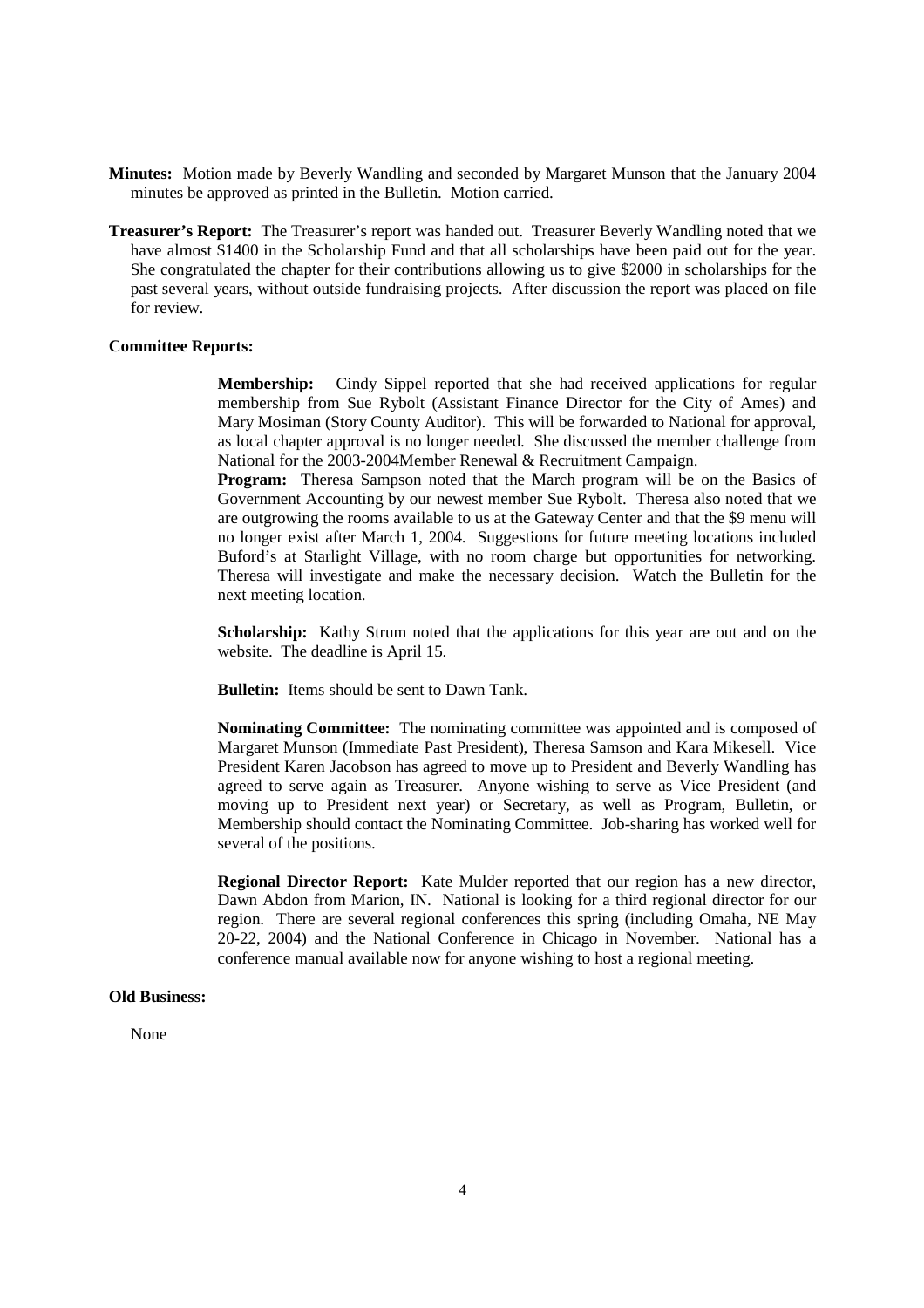**Minutes:** Motion made by Beverly Wandling and seconded by Margaret Munson that the January 2004 minutes be approved as printed in the Bulletin. Motion carried.

**Treasurer's Report:** The Treasurer's report was handed out. Treasurer Beverly Wandling noted that we have almost $1400 in the Scholarship Fund and that all scholarships have been paid out for the year. She congratulated the chapter for their contributions allowing us to give $2000 in scholarships for the past several years, without outside fundraising projects. After discussion the report was placed on file for review.

**Committee Reports:**

**Membership:** Cindy Sippel reported that she had received applications for regular membership from Sue Rybolt (Assistant Finance Director for the City of Ames) and Mary Mosiman (Story County Auditor). This will be forwarded to National for approval, as local chapter approval is no longer needed. She discussed the member challenge from National for the 2003-2004Member Renewal & Recruitment Campaign.

**Program:** Theresa Sampson noted that the March program will be on the Basics of Government Accounting by our newest member Sue Rybolt. Theresa also noted that we are outgrowing the rooms available to us at the Gateway Center and that the $9 menu will no longer exist after March 1, 2004. Suggestions for future meeting locations included Buford's at Starlight Village, with no room charge but opportunities for networking. Theresa will investigate and make the necessary decision. Watch the Bulletin for the next meeting location.

**Scholarship:** Kathy Strum noted that the applications for this year are out and on the website. The deadline is April 15.

**Bulletin:** Items should be sent to Dawn Tank.

**Nominating Committee:** The nominating committee was appointed and is composed of Margaret Munson (Immediate Past President), Theresa Samson and Kara Mikesell. Vice President Karen Jacobson has agreed to move up to President and Beverly Wandling has agreed to serve again as Treasurer. Anyone wishing to serve as Vice President (and moving up to President next year) or Secretary, as well as Program, Bulletin, or Membership should contact the Nominating Committee. Job-sharing has worked well for several of the positions.

**Regional Director Report:** Kate Mulder reported that our region has a new director, Dawn Abdon from Marion, IN. National is looking for a third regional director for our region. There are several regional conferences this spring (including Omaha, NE May 20-22, 2004) and the National Conference in Chicago in November. National has a conference manual available now for anyone wishing to host a regional meeting.

**Old Business:**

None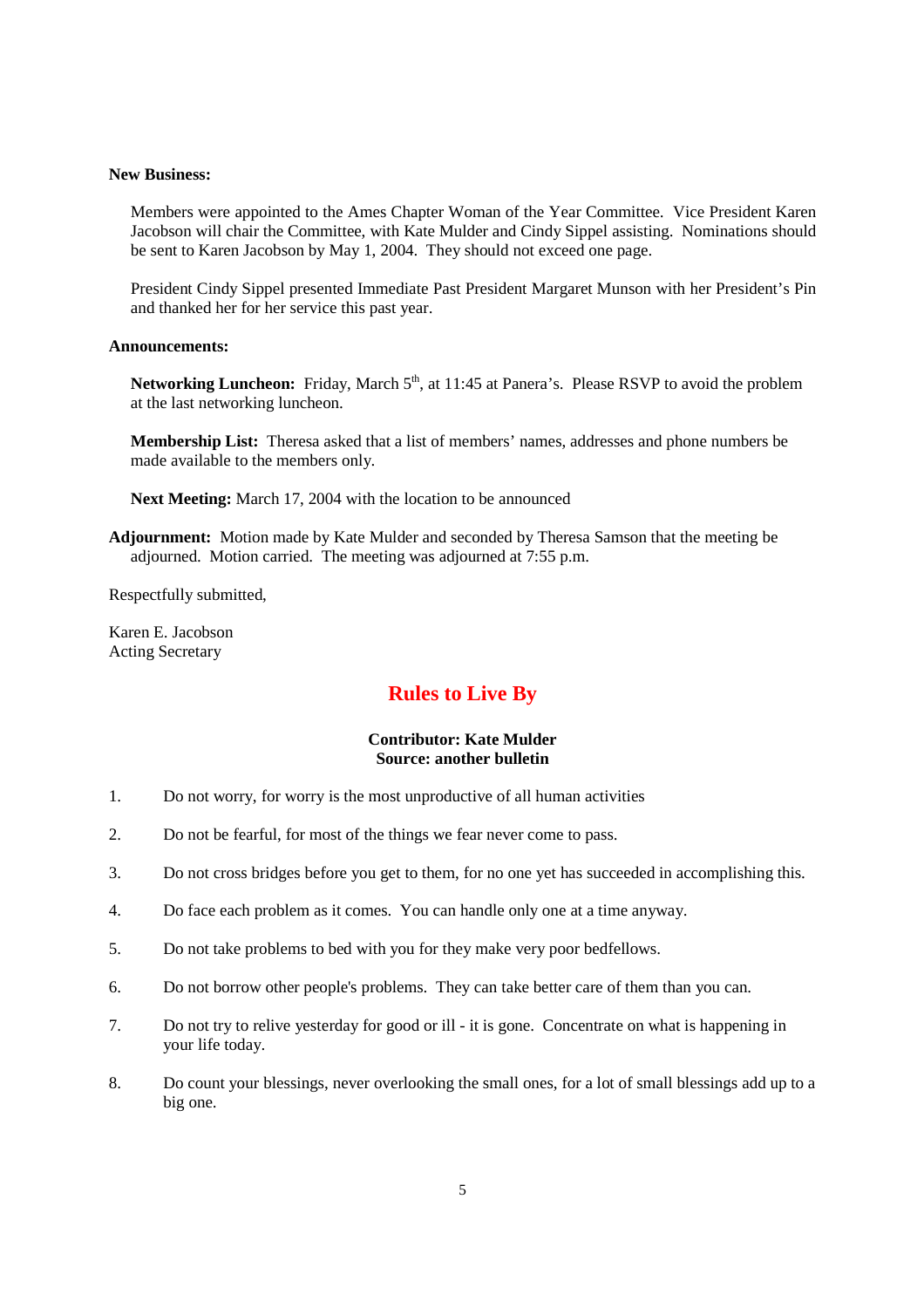**New Business:**

Members were appointed to the Ames Chapter Woman of the Year Committee. Vice President Karen Jacobson will chair the Committee, with Kate Mulder and Cindy Sippel assisting. Nominations should be sent to Karen Jacobson by May 1, 2004. They should not exceed one page.

President Cindy Sippel presented Immediate Past President Margaret Munson with her President's Pin and thanked her for her service this past year.

**Announcements:**

**Networking Luncheon:** Friday, March 5th, at 11:45 at Panera's. Please RSVP to avoid the problem at the last networking luncheon.

**Membership List:** Theresa asked that a list of members' names, addresses and phone numbers be made available to the members only.

**Next Meeting:** March 17, 2004 with the location to be announced

**Adjournment:** Motion made by Kate Mulder and seconded by Theresa Samson that the meeting be adjourned. Motion carried. The meeting was adjourned at 7:55 p.m.

Respectfully submitted,

Karen E. Jacobson
Acting Secretary

## Rules to Live By

**Contributor: Kate Mulder**
**Source: another bulletin**

1. Do not worry, for worry is the most unproductive of all human activities

2. Do not be fearful, for most of the things we fear never come to pass.

3. Do not cross bridges before you get to them, for no one yet has succeeded in accomplishing this.

4. Do face each problem as it comes. You can handle only one at a time anyway.

5. Do not take problems to bed with you for they make very poor bedfellows.

6. Do not borrow other people's problems. They can take better care of them than you can.

7. Do not try to relive yesterday for good or ill - it is gone. Concentrate on what is happening in your life today.

8. Do count your blessings, never overlooking the small ones, for a lot of small blessings add up to a big one.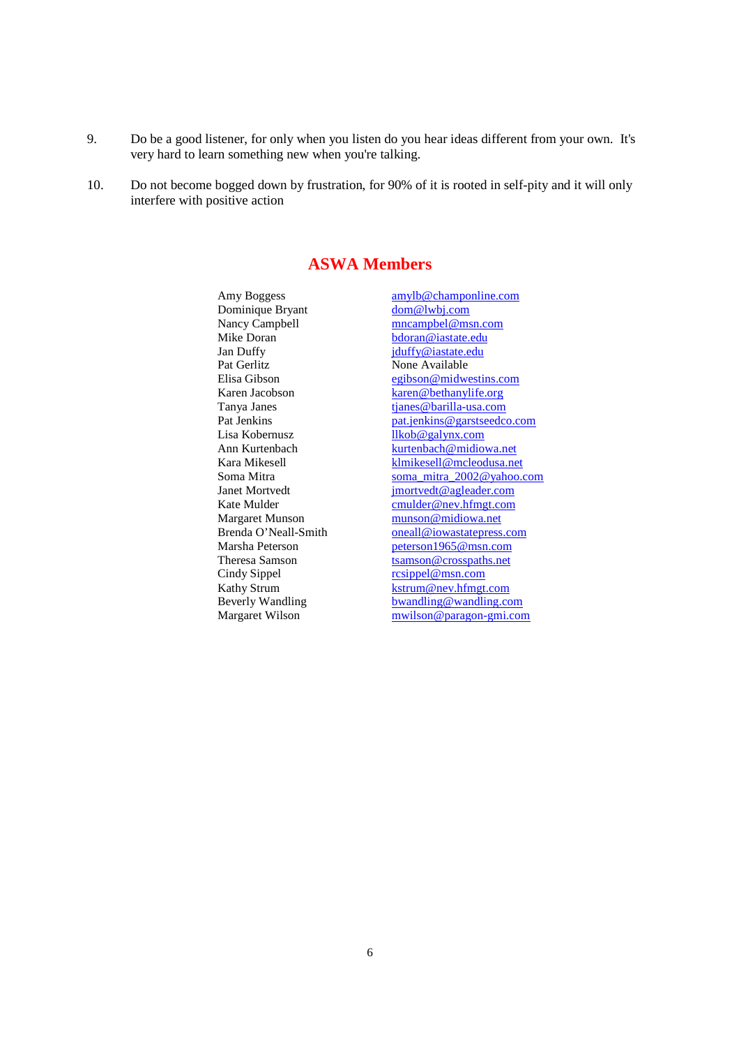9. Do be a good listener, for only when you listen do you hear ideas different from your own. It's very hard to learn something new when you're talking.

10. Do not become bogged down by frustration, for 90% of it is rooted in self-pity and it will only interfere with positive action

## ASWA Members

| | |
|---|---|
| Amy Boggess | amylb@champonline.com |
| Dominique Bryant | dom@lwbj.com |
| Nancy Campbell | mncampbel@msn.com |
| Mike Doran | bdoran@iastate.edu |
| Jan Duffy | jduffy@iastate.edu |
| Pat Gerlitz | None Available |
| Elisa Gibson | egibson@midwestins.com |
| Karen Jacobson | karen@bethanylife.org |
| Tanya Janes | tjanes@barilla-usa.com |
| Pat Jenkins | pat.jenkins@garstseedco.com |
| Lisa Kobernusz | llkob@galynx.com |
| Ann Kurtenbach | kurtenbach@midiowa.net |
| Kara Mikesell | klmikesell@mcleodusa.net |
| Soma Mitra | soma_mitra_2002@yahoo.com |
| Janet Mortvedt | jmortvedt@agleader.com |
| Kate Mulder | cmulder@nev.hfmgt.com |
| Margaret Munson | munson@midiowa.net |
| Brenda O'Neall-Smith | oneall@iowastatepress.com |
| Marsha Peterson | peterson1965@msn.com |
| Theresa Samson | tsamson@crosspaths.net |
| Cindy Sippel | rcsippel@msn.com |
| Kathy Strum | kstrum@nev.hfmgt.com |
| Beverly Wandling | bwandling@wandling.com |
| Margaret Wilson | mwilson@paragon-gmi.com |